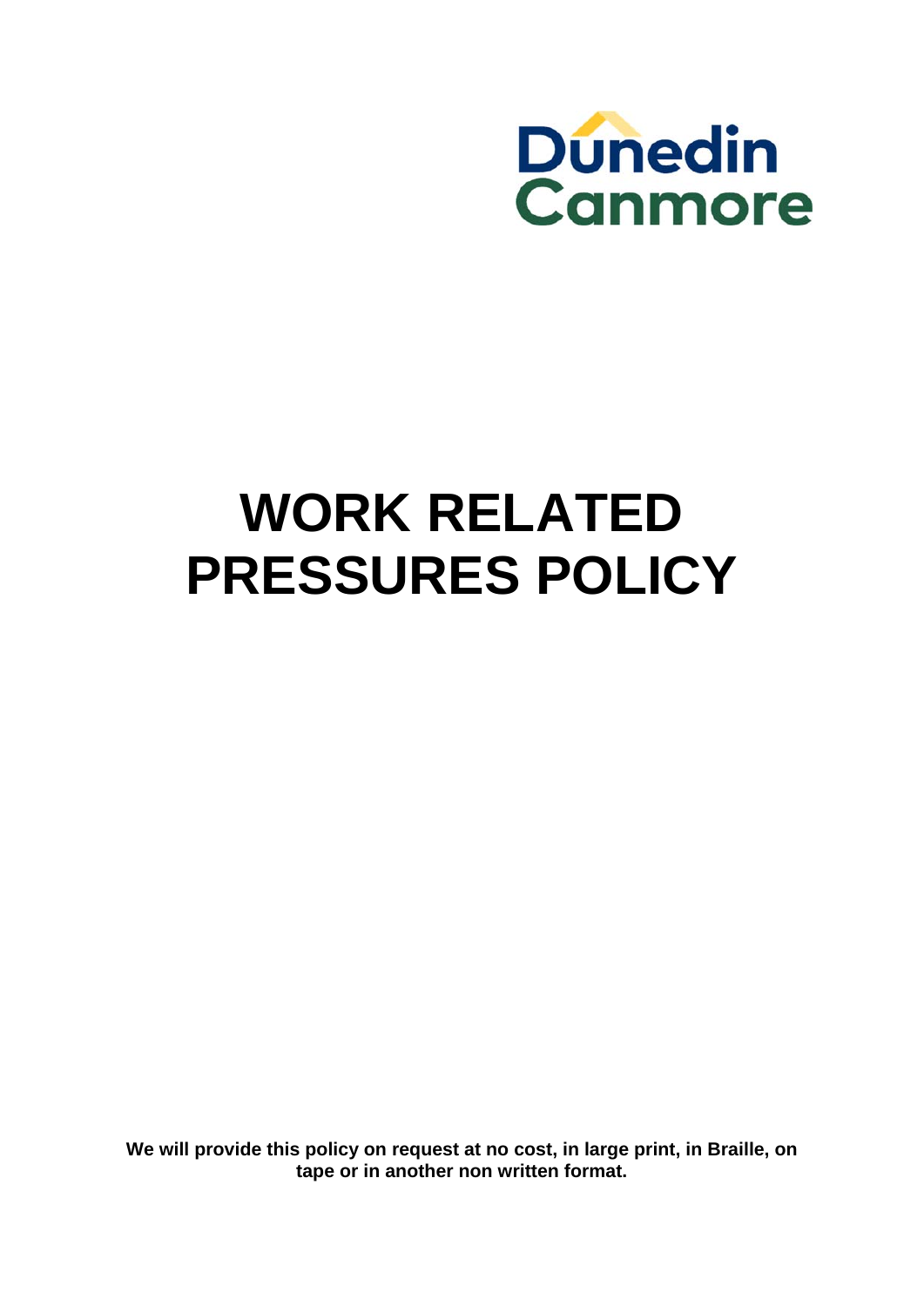Dunedin Canmore

# WORK RELATED PRESSURES POLICY

**We will provide this policy on request at no cost, in large print, in Braille, on tape or in another non written format.**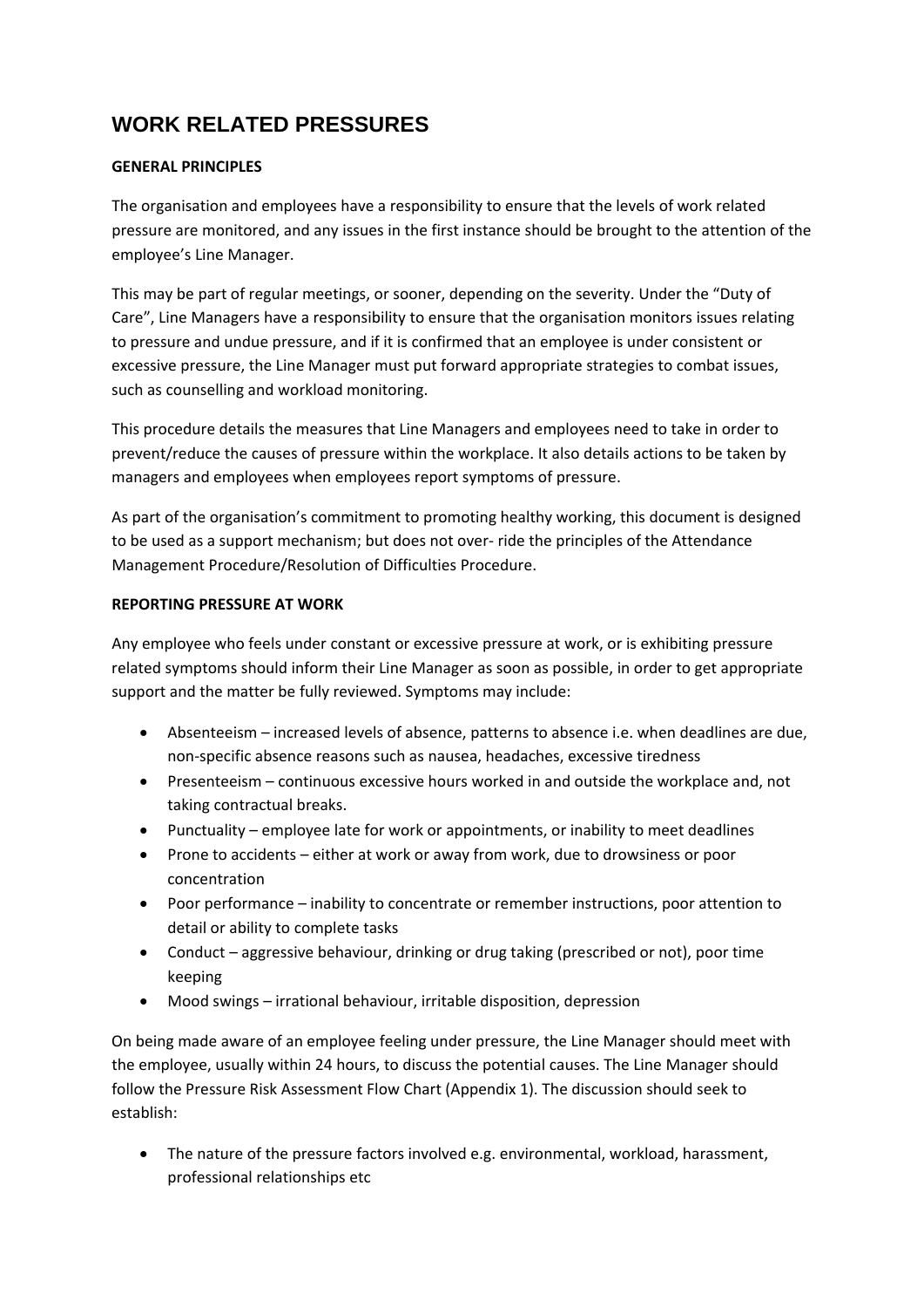# WORK RELATED PRESSURES

**GENERAL PRINCIPLES**

The organisation and employees have a responsibility to ensure that the levels of work related pressure are monitored, and any issues in the first instance should be brought to the attention of the employee's Line Manager.

This may be part of regular meetings, or sooner, depending on the severity. Under the "Duty of Care", Line Managers have a responsibility to ensure that the organisation monitors issues relating to pressure and undue pressure, and if it is confirmed that an employee is under consistent or excessive pressure, the Line Manager must put forward appropriate strategies to combat issues, such as counselling and workload monitoring.

This procedure details the measures that Line Managers and employees need to take in order to prevent/reduce the causes of pressure within the workplace. It also details actions to be taken by managers and employees when employees report symptoms of pressure.

As part of the organisation's commitment to promoting healthy working, this document is designed to be used as a support mechanism; but does not over- ride the principles of the Attendance Management Procedure/Resolution of Difficulties Procedure.

**REPORTING PRESSURE AT WORK**

Any employee who feels under constant or excessive pressure at work, or is exhibiting pressure related symptoms should inform their Line Manager as soon as possible, in order to get appropriate support and the matter be fully reviewed. Symptoms may include:

- Absenteeism – increased levels of absence, patterns to absence i.e. when deadlines are due, non-specific absence reasons such as nausea, headaches, excessive tiredness
- Presenteeism – continuous excessive hours worked in and outside the workplace and, not taking contractual breaks.
- Punctuality – employee late for work or appointments, or inability to meet deadlines
- Prone to accidents – either at work or away from work, due to drowsiness or poor concentration
- Poor performance – inability to concentrate or remember instructions, poor attention to detail or ability to complete tasks
- Conduct – aggressive behaviour, drinking or drug taking (prescribed or not), poor time keeping
- Mood swings – irrational behaviour, irritable disposition, depression

On being made aware of an employee feeling under pressure, the Line Manager should meet with the employee, usually within 24 hours, to discuss the potential causes. The Line Manager should follow the Pressure Risk Assessment Flow Chart (Appendix 1). The discussion should seek to establish:

- The nature of the pressure factors involved e.g. environmental, workload, harassment, professional relationships etc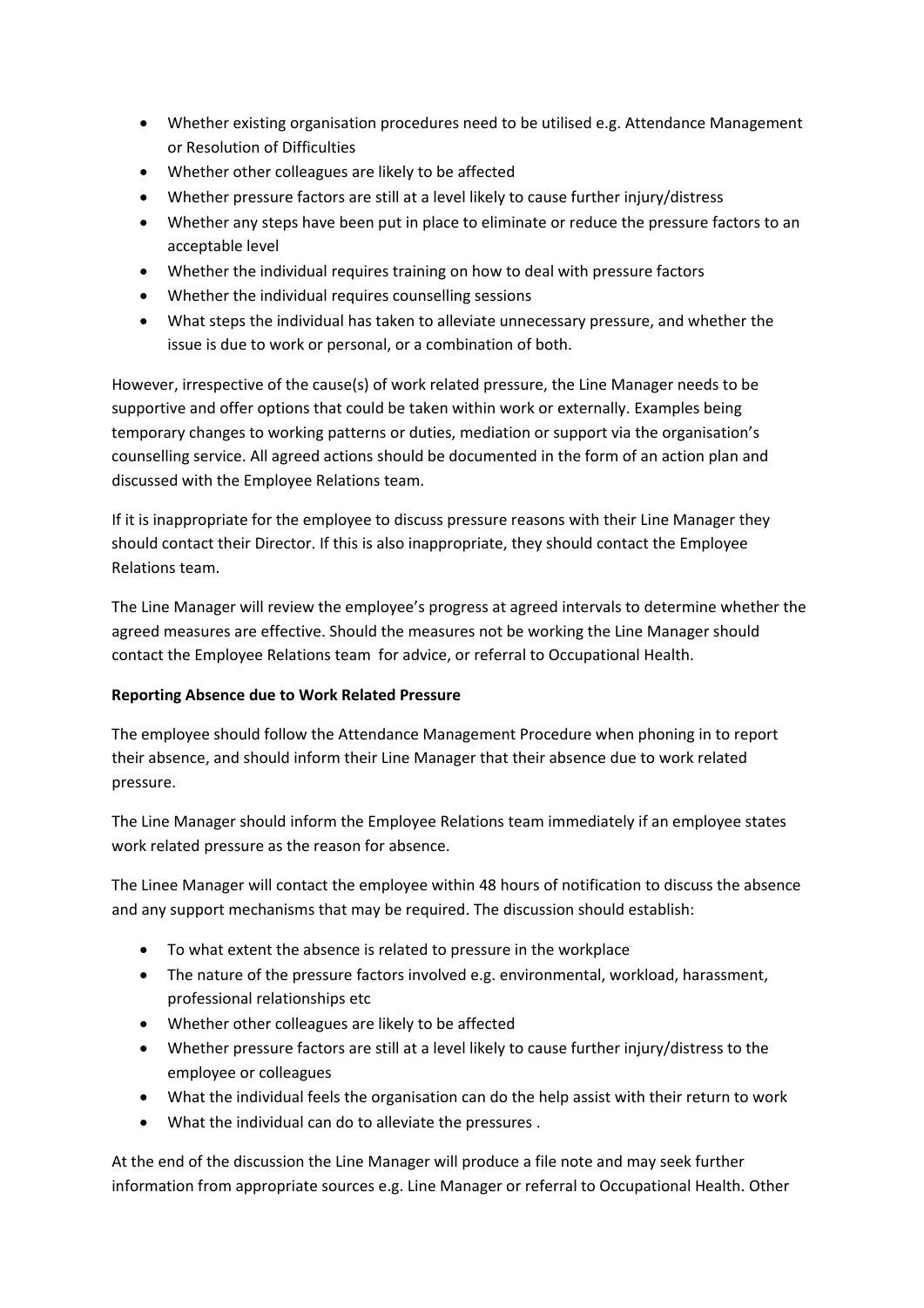- Whether existing organisation procedures need to be utilised e.g. Attendance Management or Resolution of Difficulties
- Whether other colleagues are likely to be affected
- Whether pressure factors are still at a level likely to cause further injury/distress
- Whether any steps have been put in place to eliminate or reduce the pressure factors to an acceptable level
- Whether the individual requires training on how to deal with pressure factors
- Whether the individual requires counselling sessions
- What steps the individual has taken to alleviate unnecessary pressure, and whether the issue is due to work or personal, or a combination of both.

However, irrespective of the cause(s) of work related pressure, the Line Manager needs to be supportive and offer options that could be taken within work or externally. Examples being temporary changes to working patterns or duties, mediation or support via the organisation's counselling service. All agreed actions should be documented in the form of an action plan and discussed with the Employee Relations team.

If it is inappropriate for the employee to discuss pressure reasons with their Line Manager they should contact their Director. If this is also inappropriate, they should contact the Employee Relations team.

The Line Manager will review the employee's progress at agreed intervals to determine whether the agreed measures are effective. Should the measures not be working the Line Manager should contact the Employee Relations team for advice, or referral to Occupational Health.

**Reporting Absence due to Work Related Pressure**

The employee should follow the Attendance Management Procedure when phoning in to report their absence, and should inform their Line Manager that their absence due to work related pressure.

The Line Manager should inform the Employee Relations team immediately if an employee states work related pressure as the reason for absence.

The Linee Manager will contact the employee within 48 hours of notification to discuss the absence and any support mechanisms that may be required. The discussion should establish:

- To what extent the absence is related to pressure in the workplace
- The nature of the pressure factors involved e.g. environmental, workload, harassment, professional relationships etc
- Whether other colleagues are likely to be affected
- Whether pressure factors are still at a level likely to cause further injury/distress to the employee or colleagues
- What the individual feels the organisation can do the help assist with their return to work
- What the individual can do to alleviate the pressures .

At the end of the discussion the Line Manager will produce a file note and may seek further information from appropriate sources e.g. Line Manager or referral to Occupational Health. Other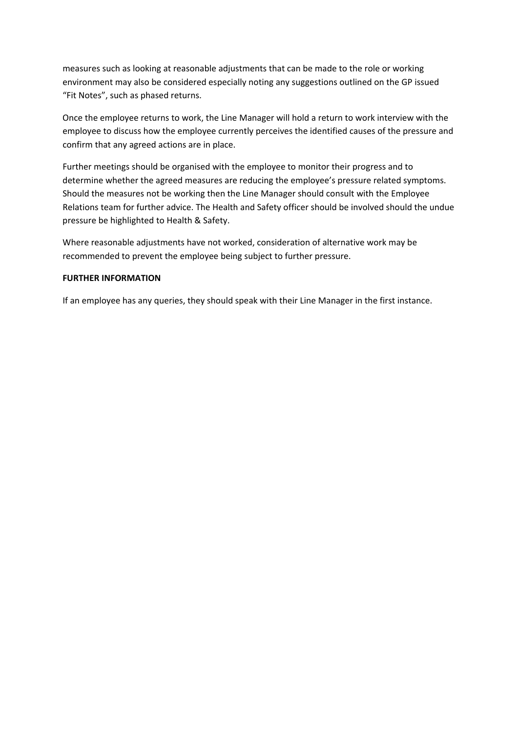measures such as looking at reasonable adjustments that can be made to the role or working environment may also be considered especially noting any suggestions outlined on the GP issued "Fit Notes", such as phased returns.

Once the employee returns to work, the Line Manager will hold a return to work interview with the employee to discuss how the employee currently perceives the identified causes of the pressure and confirm that any agreed actions are in place.

Further meetings should be organised with the employee to monitor their progress and to determine whether the agreed measures are reducing the employee's pressure related symptoms. Should the measures not be working then the Line Manager should consult with the Employee Relations team for further advice. The Health and Safety officer should be involved should the undue pressure be highlighted to Health & Safety.

Where reasonable adjustments have not worked, consideration of alternative work may be recommended to prevent the employee being subject to further pressure.

**FURTHER INFORMATION**

If an employee has any queries, they should speak with their Line Manager in the first instance.